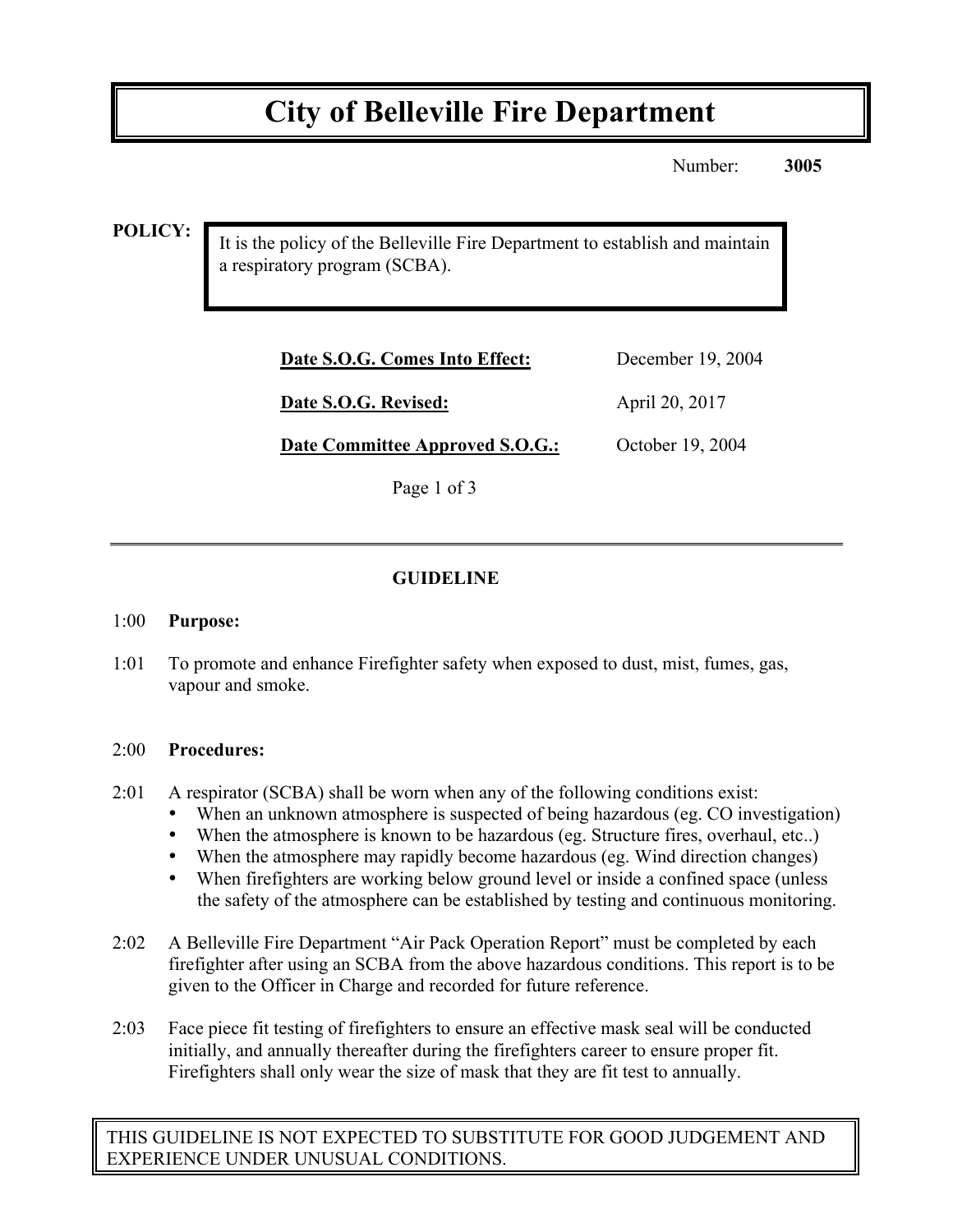# City of Belleville Fire Department

Number: **3005**

**POLICY:**

It is the policy of the Belleville Fire Department to establish and maintain a respiratory program (SCBA).

| | |
|---|---|
| **Date S.O.G. Comes Into Effect:** | December 19, 2004 |
| **Date S.O.G. Revised:** | April 20, 2017 |
| **Date Committee Approved S.O.G.:** | October 19, 2004 |

---

## GUIDELINE

1:00 **Purpose:**

1:01 To promote and enhance Firefighter safety when exposed to dust, mist, fumes, gas, vapour and smoke.

2:00 **Procedures:**

2:01 A respirator (SCBA) shall be worn when any of the following conditions exist:

- When an unknown atmosphere is suspected of being hazardous (eg. CO investigation)
- When the atmosphere is known to be hazardous (eg. Structure fires, overhaul, etc..)
- When the atmosphere may rapidly become hazardous (eg. Wind direction changes)
- When firefighters are working below ground level or inside a confined space (unless the safety of the atmosphere can be established by testing and continuous monitoring.

2:02 A Belleville Fire Department "Air Pack Operation Report" must be completed by each firefighter after using an SCBA from the above hazardous conditions. This report is to be given to the Officer in Charge and recorded for future reference.

2:03 Face piece fit testing of firefighters to ensure an effective mask seal will be conducted initially, and annually thereafter during the firefighters career to ensure proper fit. Firefighters shall only wear the size of mask that they are fit test to annually.

THIS GUIDELINE IS NOT EXPECTED TO SUBSTITUTE FOR GOOD JUDGEMENT AND EXPERIENCE UNDER UNUSUAL CONDITIONS.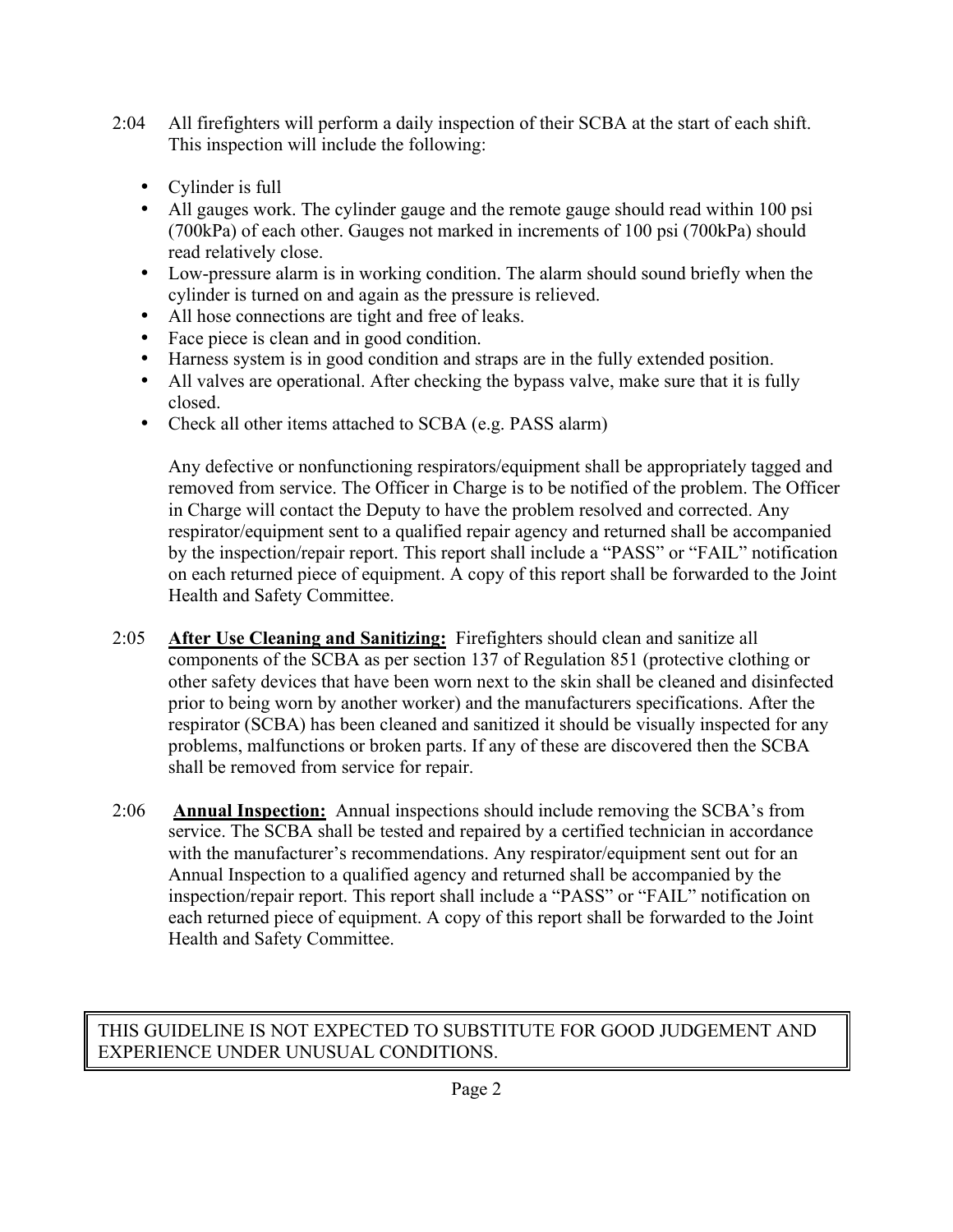2:04 All firefighters will perform a daily inspection of their SCBA at the start of each shift. This inspection will include the following:

- Cylinder is full
- All gauges work. The cylinder gauge and the remote gauge should read within 100 psi (700kPa) of each other. Gauges not marked in increments of 100 psi (700kPa) should read relatively close.
- Low-pressure alarm is in working condition. The alarm should sound briefly when the cylinder is turned on and again as the pressure is relieved.
- All hose connections are tight and free of leaks.
- Face piece is clean and in good condition.
- Harness system is in good condition and straps are in the fully extended position.
- All valves are operational. After checking the bypass valve, make sure that it is fully closed.
- Check all other items attached to SCBA (e.g. PASS alarm)

Any defective or nonfunctioning respirators/equipment shall be appropriately tagged and removed from service. The Officer in Charge is to be notified of the problem. The Officer in Charge will contact the Deputy to have the problem resolved and corrected. Any respirator/equipment sent to a qualified repair agency and returned shall be accompanied by the inspection/repair report. This report shall include a "PASS" or "FAIL" notification on each returned piece of equipment. A copy of this report shall be forwarded to the Joint Health and Safety Committee.

2:05 **After Use Cleaning and Sanitizing:** Firefighters should clean and sanitize all components of the SCBA as per section 137 of Regulation 851 (protective clothing or other safety devices that have been worn next to the skin shall be cleaned and disinfected prior to being worn by another worker) and the manufacturers specifications. After the respirator (SCBA) has been cleaned and sanitized it should be visually inspected for any problems, malfunctions or broken parts. If any of these are discovered then the SCBA shall be removed from service for repair.

2:06 **Annual Inspection:** Annual inspections should include removing the SCBA's from service. The SCBA shall be tested and repaired by a certified technician in accordance with the manufacturer's recommendations. Any respirator/equipment sent out for an Annual Inspection to a qualified agency and returned shall be accompanied by the inspection/repair report. This report shall include a "PASS" or "FAIL" notification on each returned piece of equipment. A copy of this report shall be forwarded to the Joint Health and Safety Committee.

THIS GUIDELINE IS NOT EXPECTED TO SUBSTITUTE FOR GOOD JUDGEMENT AND EXPERIENCE UNDER UNUSUAL CONDITIONS.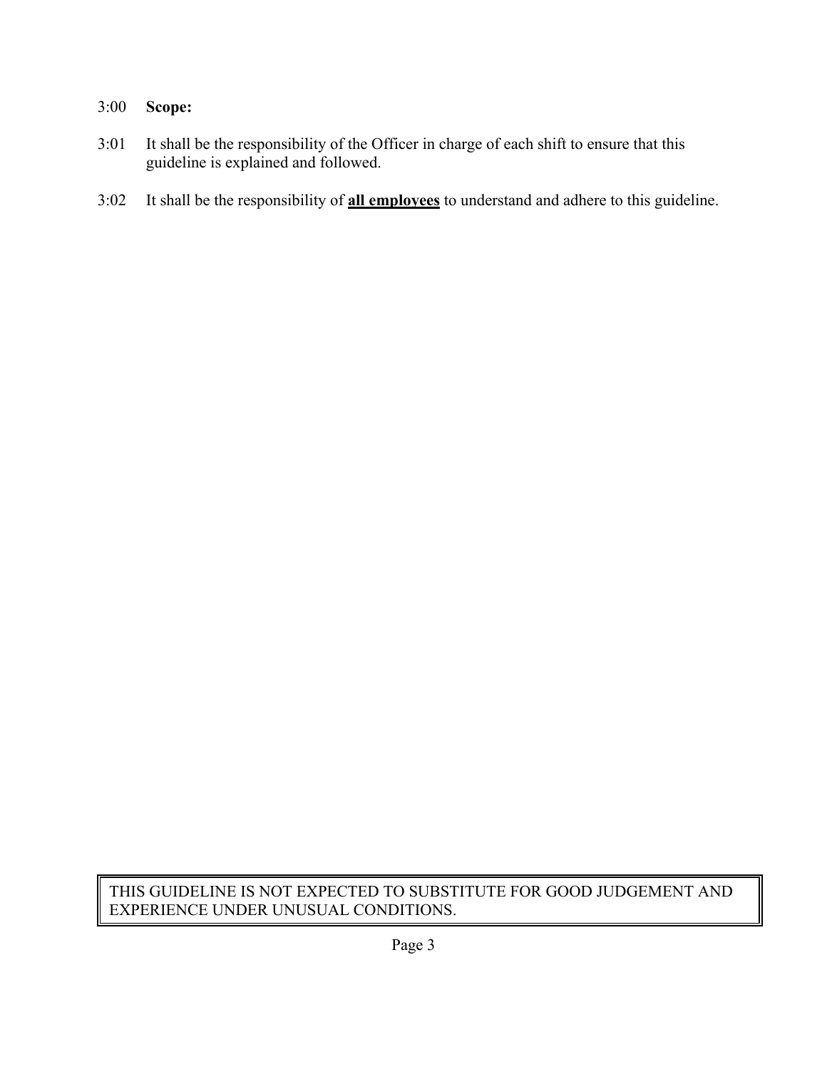3:00 **Scope:**

3:01 It shall be the responsibility of the Officer in charge of each shift to ensure that this guideline is explained and followed.

3:02 It shall be the responsibility of **<u>all employees</u>** to understand and adhere to this guideline.

THIS GUIDELINE IS NOT EXPECTED TO SUBSTITUTE FOR GOOD JUDGEMENT AND EXPERIENCE UNDER UNUSUAL CONDITIONS.